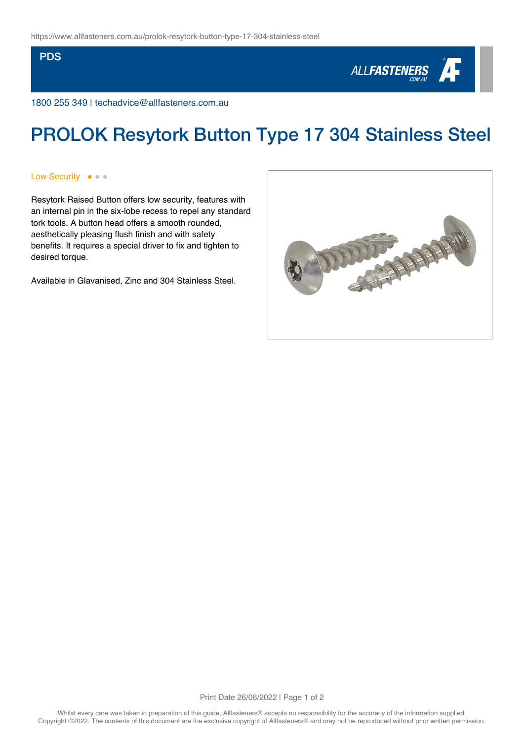PDS

1800 255 349 | techadvice@allfasteners.com.au

# PROLOK Resytork Button Type 17 304 Stainless Steel

Low Security ● ● ●

Resytork Raised Button offers low security, features with an internal pin in the six-lobe recess to repel any standard tork tools. A button head offers a smooth rounded, aesthetically pleasing flush finish and with safety benefits. It requires a special driver to fix and tighten to desired torque.

Available in Glavanised, Zinc and 304 Stainless Steel.

Whilst every care was taken in preparation of this guide, Allfasteners® accepts no responsibility for the accuracy of the information supplied. Copyright ©2022. The contents of this document are the exclusive copyright of Allfasteners® and may not be reproduced without prior written permission.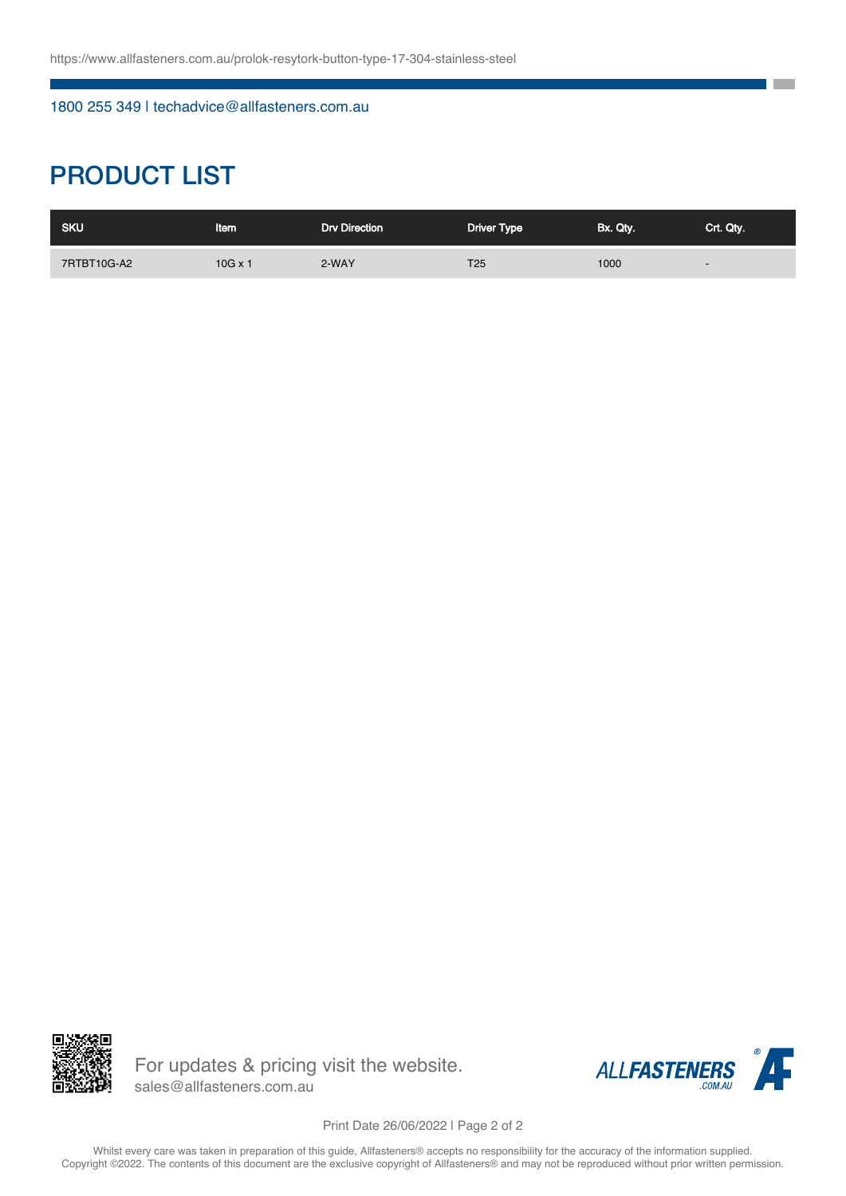## PRODUCT LIST

| SKU | Item | Drv Direction | Driver Type | Bx. Qty. | Crt. Qty. |
|---|---|---|---|---|---|
| 7RTBT10G-A2 | 10G x 1 | 2-WAY | T25 | 1000 | - |

For updates & pricing visit the website.
sales@allfasteners.com.au

Whilst every care was taken in preparation of this guide, Allfasteners® accepts no responsibility for the accuracy of the information supplied. Copyright ©2022. The contents of this document are the exclusive copyright of Allfasteners® and may not be reproduced without prior written permission.